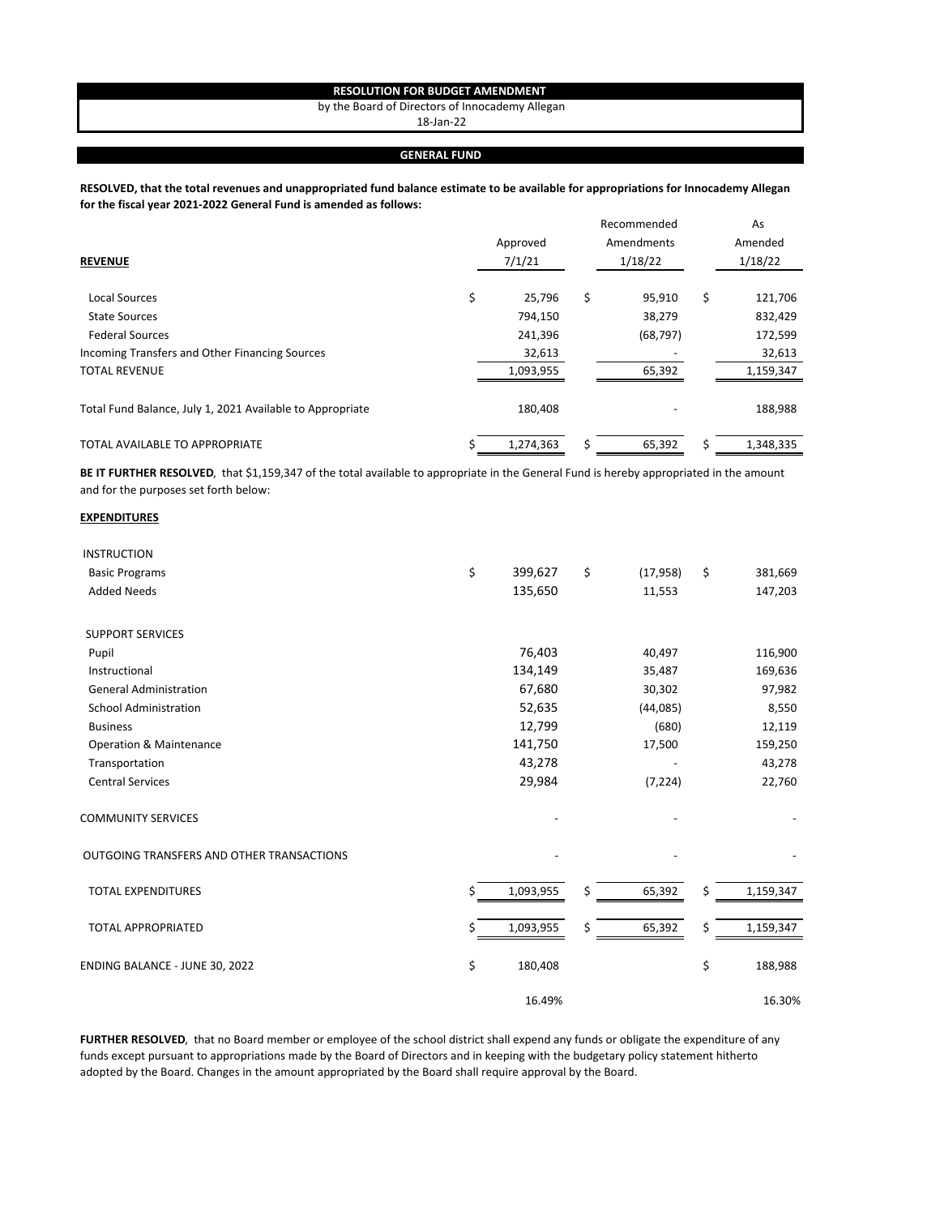# RESOLUTION FOR BUDGET AMENDMENT

by the Board of Directors of Innocademy Allegan

18-Jan-22

## GENERAL FUND

**RESOLVED, that the total revenues and unappropriated fund balance estimate to be available for appropriations for Innocademy Allegan for the fiscal year 2021-2022 General Fund is amended as follows:**

| **REVENUE** | Approved 7/1/21 | Recommended Amendments 1/18/22 | As Amended 1/18/22 |
|---|---|---|---|
| Local Sources | $ 25,796 | $ 95,910 | $ 121,706 |
| State Sources | 794,150 | 38,279 | 832,429 |
| Federal Sources | 241,396 | (68,797) | 172,599 |
| Incoming Transfers and Other Financing Sources | 32,613 | - | 32,613 |
| TOTAL REVENUE | 1,093,955 | 65,392 | 1,159,347 |
| Total Fund Balance, July 1, 2021 Available to Appropriate | 180,408 | - | 188,988 |
| TOTAL AVAILABLE TO APPROPRIATE | $ 1,274,363 | $ 65,392 | $ 1,348,335 |

**BE IT FURTHER RESOLVED**, that $1,159,347 of the total available to appropriate in the General Fund is hereby appropriated in the amount and for the purposes set forth below:

| **EXPENDITURES** | Approved 7/1/21 | Recommended Amendments 1/18/22 | As Amended 1/18/22 |
|---|---|---|---|
| INSTRUCTION | | | |
| Basic Programs | $ 399,627 | $ (17,958) | $ 381,669 |
| Added Needs | 135,650 | 11,553 | 147,203 |
| SUPPORT SERVICES | | | |
| Pupil | 76,403 | 40,497 | 116,900 |
| Instructional | 134,149 | 35,487 | 169,636 |
| General Administration | 67,680 | 30,302 | 97,982 |
| School Administration | 52,635 | (44,085) | 8,550 |
| Business | 12,799 | (680) | 12,119 |
| Operation & Maintenance | 141,750 | 17,500 | 159,250 |
| Transportation | 43,278 | - | 43,278 |
| Central Services | 29,984 | (7,224) | 22,760 |
| COMMUNITY SERVICES | - | - | - |
| OUTGOING TRANSFERS AND OTHER TRANSACTIONS | - | - | - |
| TOTAL EXPENDITURES | $ 1,093,955 | $ 65,392 | $ 1,159,347 |
| TOTAL APPROPRIATED | $ 1,093,955 | $ 65,392 | $ 1,159,347 |
| ENDING BALANCE - JUNE 30, 2022 | $ 180,408 | | $ 188,988 |
| | 16.49% | | 16.30% |

**FURTHER RESOLVED**, that no Board member or employee of the school district shall expend any funds or obligate the expenditure of any funds except pursuant to appropriations made by the Board of Directors and in keeping with the budgetary policy statement hitherto adopted by the Board. Changes in the amount appropriated by the Board shall require approval by the Board.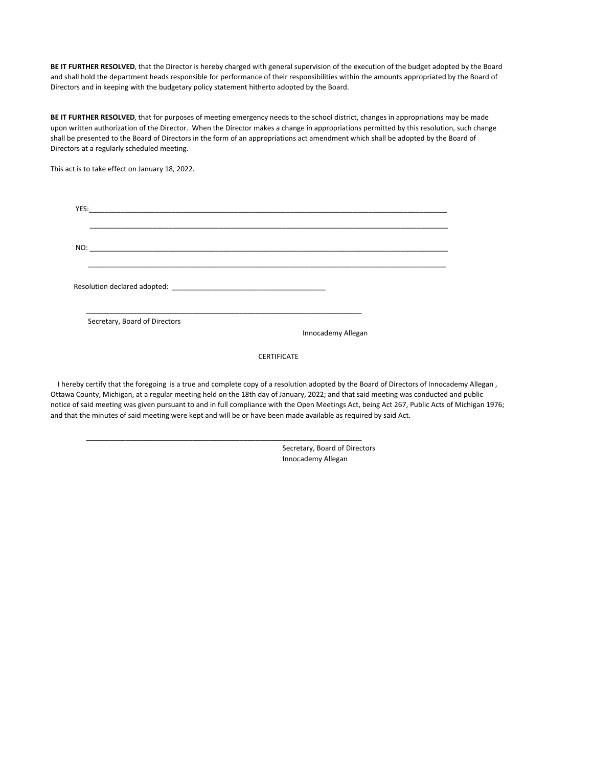**BE IT FURTHER RESOLVED**, that the Director is hereby charged with general supervision of the execution of the budget adopted by the Board and shall hold the department heads responsible for performance of their responsibilities within the amounts appropriated by the Board of Directors and in keeping with the budgetary policy statement hitherto adopted by the Board.

**BE IT FURTHER RESOLVED**, that for purposes of meeting emergency needs to the school district, changes in appropriations may be made upon written authorization of the Director. When the Director makes a change in appropriations permitted by this resolution, such change shall be presented to the Board of Directors in the form of an appropriations act amendment which shall be adopted by the Board of Directors at a regularly scheduled meeting.

This act is to take effect on January 18, 2022.

YES:______________________________________________________________________________________________

______________________________________________________________________________________________

NO: ______________________________________________________________________________________________

______________________________________________________________________________________________

Resolution declared adopted: ________________________________________

_________________________________________________________________________

Secretary, Board of Directors

Innocademy Allegan

CERTIFICATE

I hereby certify that the foregoing is a true and complete copy of a resolution adopted by the Board of Directors of Innocademy Allegan , Ottawa County, Michigan, at a regular meeting held on the 18th day of January, 2022; and that said meeting was conducted and public notice of said meeting was given pursuant to and in full compliance with the Open Meetings Act, being Act 267, Public Acts of Michigan 1976; and that the minutes of said meeting were kept and will be or have been made available as required by said Act.

_________________________________________________________________________

Secretary, Board of Directors
Innocademy Allegan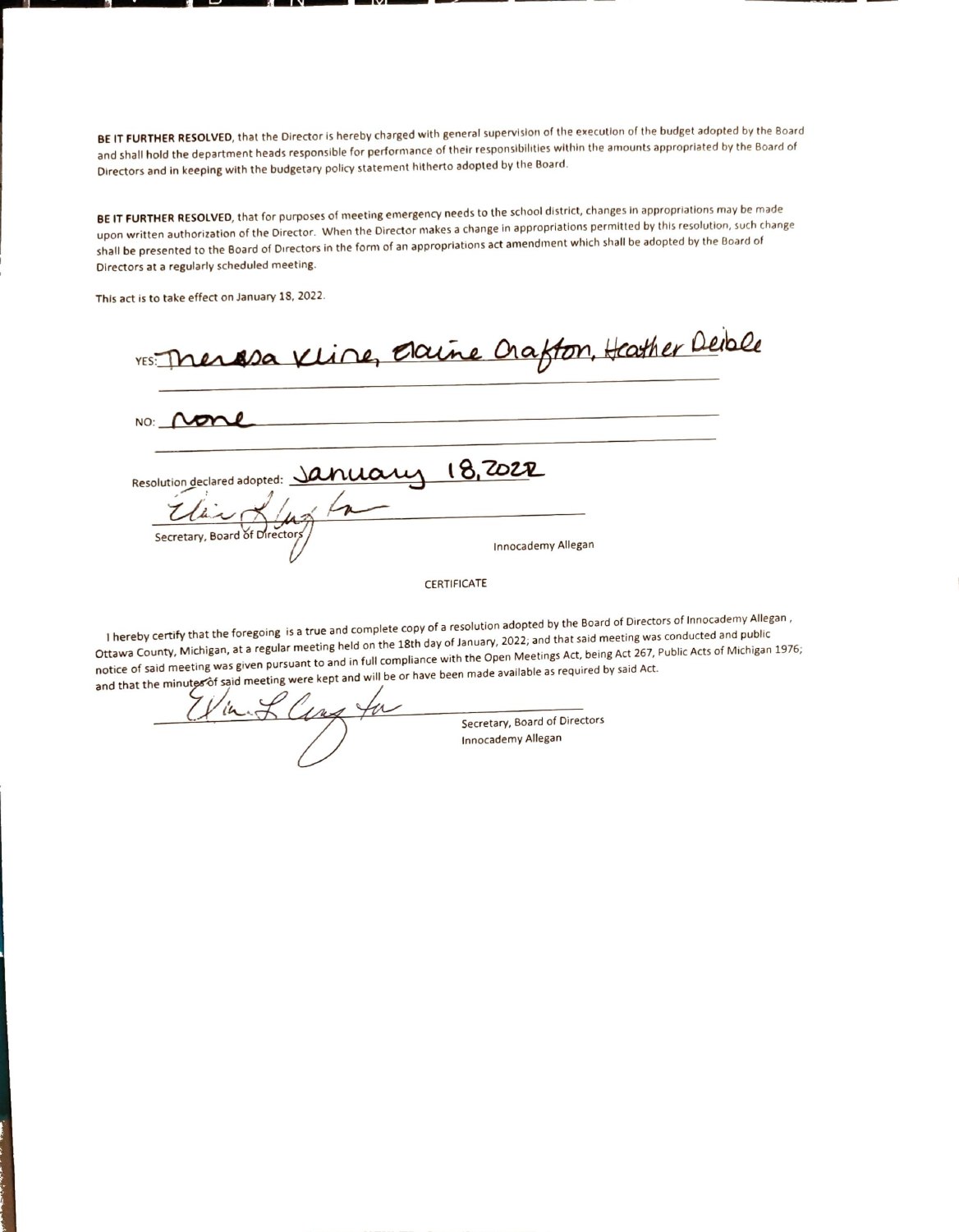**BE IT FURTHER RESOLVED**, that the Director is hereby charged with general supervision of the execution of the budget adopted by the Board and shall hold the department heads responsible for performance of their responsibilities within the amounts appropriated by the Board of Directors and in keeping with the budgetary policy statement hitherto adopted by the Board.

**BE IT FURTHER RESOLVED**, that for purposes of meeting emergency needs to the school district, changes in appropriations may be made upon written authorization of the Director. When the Director makes a change in appropriations permitted by this resolution, such change shall be presented to the Board of Directors in the form of an appropriations act amendment which shall be adopted by the Board of Directors at a regularly scheduled meeting.

This act is to take effect on January 18, 2022.

YES: Theresa Kline, Elaine Crafton, Heather Deible

NO: none

Resolution declared adopted: January 18, 2022

Secretary, Board of Directors

Innocademy Allegan

CERTIFICATE

I hereby certify that the foregoing is a true and complete copy of a resolution adopted by the Board of Directors of Innocademy Allegan, Ottawa County, Michigan, at a regular meeting held on the 18th day of January, 2022; and that said meeting was conducted and public notice of said meeting was given pursuant to and in full compliance with the Open Meetings Act, being Act 267, Public Acts of Michigan 1976; and that the minutes of said meeting were kept and will be or have been made available as required by said Act.

Secretary, Board of Directors
Innocademy Allegan